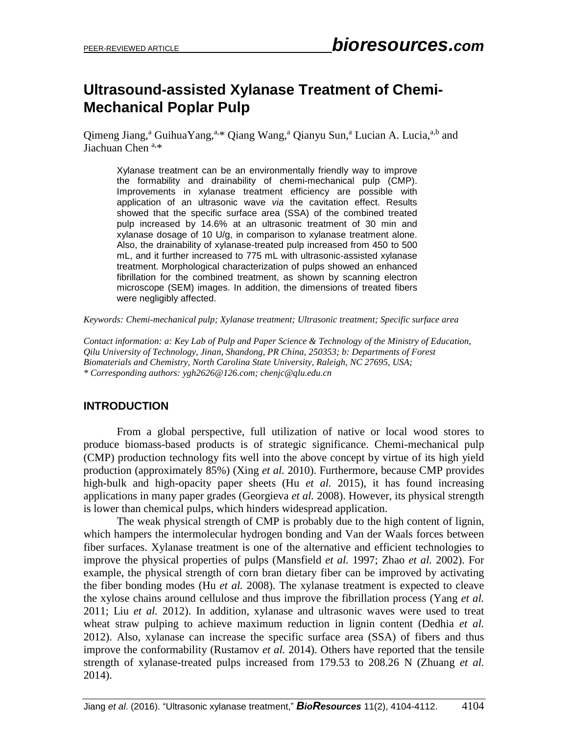# Ultrasound-assisted Xylanase Treatment of Chemi-Mechanical Poplar Pulp

Qimeng Jiang,[a] GuihuaYang,[a,*] Qiang Wang,[a] Qianyu Sun,[a] Lucian A. Lucia,[a,b] and Jiachuan Chen [a,*]

> Xylanase treatment can be an environmentally friendly way to improve the formability and drainability of chemi-mechanical pulp (CMP). Improvements in xylanase treatment efficiency are possible with application of an ultrasonic wave *via* the cavitation effect. Results showed that the specific surface area (SSA) of the combined treated pulp increased by 14.6% at an ultrasonic treatment of 30 min and xylanase dosage of 10 U/g, in comparison to xylanase treatment alone. Also, the drainability of xylanase-treated pulp increased from 450 to 500 mL, and it further increased to 775 mL with ultrasonic-assisted xylanase treatment. Morphological characterization of pulps showed an enhanced fibrillation for the combined treatment, as shown by scanning electron microscope (SEM) images. In addition, the dimensions of treated fibers were negligibly affected.

*Keywords: Chemi-mechanical pulp; Xylanase treatment; Ultrasonic treatment; Specific surface area*

*Contact information: a: Key Lab of Pulp and Paper Science & Technology of the Ministry of Education, Qilu University of Technology, Jinan, Shandong, PR China, 250353; b: Departments of Forest Biomaterials and Chemistry, North Carolina State University, Raleigh, NC 27695, USA;*
*\* Corresponding authors: ygh2626@126.com; chenjc@qlu.edu.cn*

## INTRODUCTION

From a global perspective, full utilization of native or local wood stores to produce biomass-based products is of strategic significance. Chemi-mechanical pulp (CMP) production technology fits well into the above concept by virtue of its high yield production (approximately 85%) (Xing *et al.* 2010). Furthermore, because CMP provides high-bulk and high-opacity paper sheets (Hu *et al.* 2015), it has found increasing applications in many paper grades (Georgieva *et al.* 2008). However, its physical strength is lower than chemical pulps, which hinders widespread application.

The weak physical strength of CMP is probably due to the high content of lignin, which hampers the intermolecular hydrogen bonding and Van der Waals forces between fiber surfaces. Xylanase treatment is one of the alternative and efficient technologies to improve the physical properties of pulps (Mansfield *et al.* 1997; Zhao *et al.* 2002). For example, the physical strength of corn bran dietary fiber can be improved by activating the fiber bonding modes (Hu *et al.* 2008). The xylanase treatment is expected to cleave the xylose chains around cellulose and thus improve the fibrillation process (Yang *et al.* 2011; Liu *et al.* 2012). In addition, xylanase and ultrasonic waves were used to treat wheat straw pulping to achieve maximum reduction in lignin content (Dedhia *et al.* 2012). Also, xylanase can increase the specific surface area (SSA) of fibers and thus improve the conformability (Rustamov *et al.* 2014). Others have reported that the tensile strength of xylanase-treated pulps increased from 179.53 to 208.26 N (Zhuang *et al.* 2014).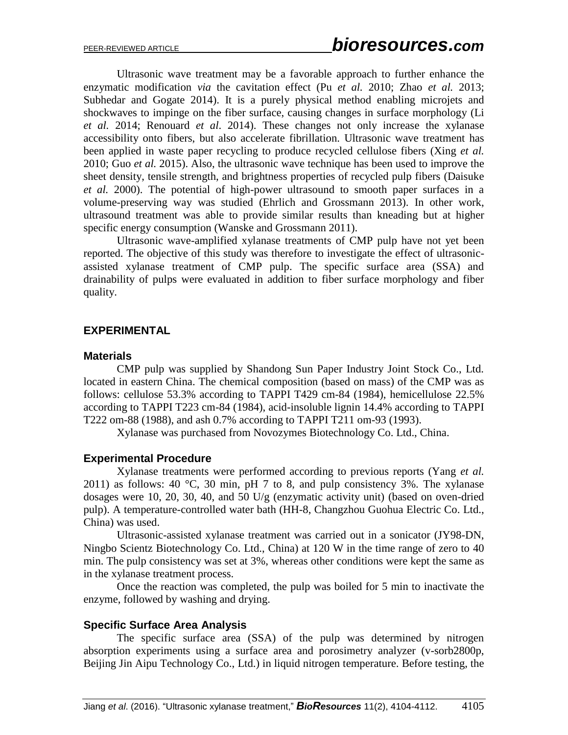Ultrasonic wave treatment may be a favorable approach to further enhance the enzymatic modification *via* the cavitation effect (Pu *et al.* 2010; Zhao *et al.* 2013; Subhedar and Gogate 2014). It is a purely physical method enabling microjets and shockwaves to impinge on the fiber surface, causing changes in surface morphology (Li *et al*. 2014; Renouard *et al*. 2014). These changes not only increase the xylanase accessibility onto fibers, but also accelerate fibrillation. Ultrasonic wave treatment has been applied in waste paper recycling to produce recycled cellulose fibers (Xing *et al.* 2010; Guo *et al.* 2015). Also, the ultrasonic wave technique has been used to improve the sheet density, tensile strength, and brightness properties of recycled pulp fibers (Daisuke *et al.* 2000). The potential of high-power ultrasound to smooth paper surfaces in a volume-preserving way was studied (Ehrlich and Grossmann 2013). In other work, ultrasound treatment was able to provide similar results than kneading but at higher specific energy consumption (Wanske and Grossmann 2011).

Ultrasonic wave-amplified xylanase treatments of CMP pulp have not yet been reported. The objective of this study was therefore to investigate the effect of ultrasonic-assisted xylanase treatment of CMP pulp. The specific surface area (SSA) and drainability of pulps were evaluated in addition to fiber surface morphology and fiber quality.

## EXPERIMENTAL

### Materials

CMP pulp was supplied by Shandong Sun Paper Industry Joint Stock Co., Ltd. located in eastern China. The chemical composition (based on mass) of the CMP was as follows: cellulose 53.3% according to TAPPI T429 cm-84 (1984), hemicellulose 22.5% according to TAPPI T223 cm-84 (1984), acid-insoluble lignin 14.4% according to TAPPI T222 om-88 (1988), and ash 0.7% according to TAPPI T211 om-93 (1993).

Xylanase was purchased from Novozymes Biotechnology Co. Ltd., China.

### Experimental Procedure

Xylanase treatments were performed according to previous reports (Yang *et al.* 2011) as follows: 40 °C, 30 min, pH 7 to 8, and pulp consistency 3%. The xylanase dosages were 10, 20, 30, 40, and 50 U/g (enzymatic activity unit) (based on oven-dried pulp). A temperature-controlled water bath (HH-8, Changzhou Guohua Electric Co. Ltd., China) was used.

Ultrasonic-assisted xylanase treatment was carried out in a sonicator (JY98-DN, Ningbo Scientz Biotechnology Co. Ltd., China) at 120 W in the time range of zero to 40 min. The pulp consistency was set at 3%, whereas other conditions were kept the same as in the xylanase treatment process.

Once the reaction was completed, the pulp was boiled for 5 min to inactivate the enzyme, followed by washing and drying.

### Specific Surface Area Analysis

The specific surface area (SSA) of the pulp was determined by nitrogen absorption experiments using a surface area and porosimetry analyzer (v-sorb2800p, Beijing Jin Aipu Technology Co., Ltd.) in liquid nitrogen temperature. Before testing, the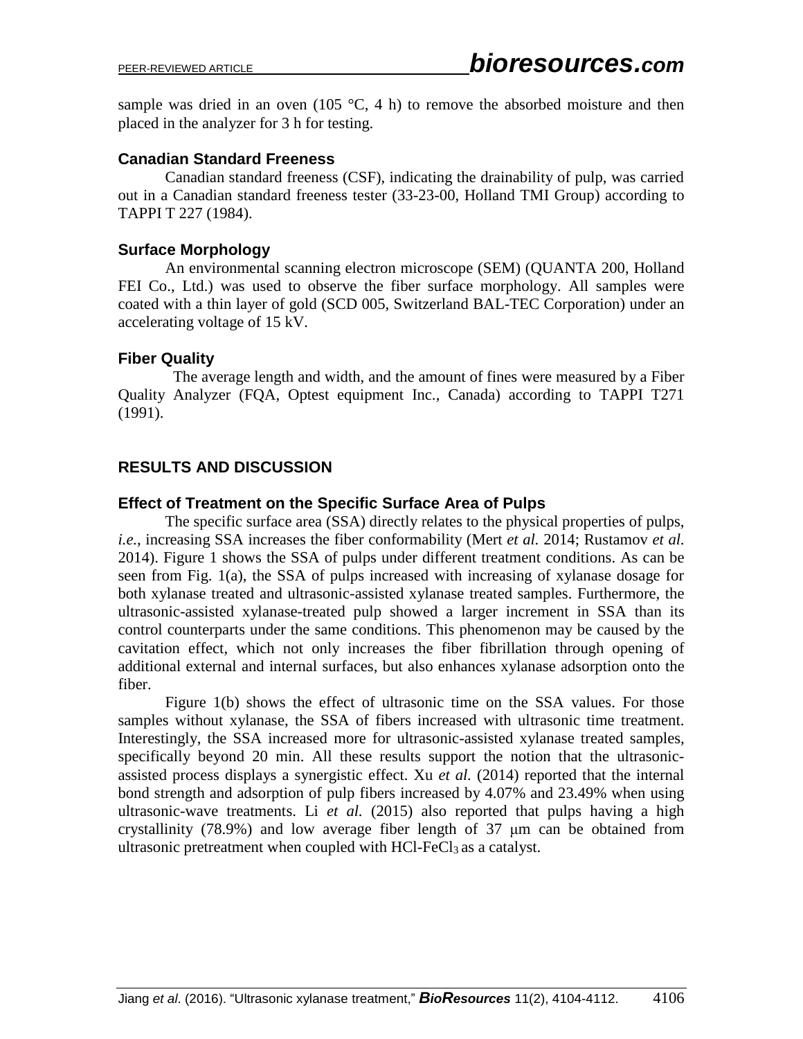sample was dried in an oven (105 °C, 4 h) to remove the absorbed moisture and then placed in the analyzer for 3 h for testing.

### Canadian Standard Freeness

Canadian standard freeness (CSF), indicating the drainability of pulp, was carried out in a Canadian standard freeness tester (33-23-00, Holland TMI Group) according to TAPPI T 227 (1984).

### Surface Morphology

An environmental scanning electron microscope (SEM) (QUANTA 200, Holland FEI Co., Ltd.) was used to observe the fiber surface morphology. All samples were coated with a thin layer of gold (SCD 005, Switzerland BAL-TEC Corporation) under an accelerating voltage of 15 kV.

### Fiber Quality

The average length and width, and the amount of fines were measured by a Fiber Quality Analyzer (FQA, Optest equipment Inc., Canada) according to TAPPI T271 (1991).

## RESULTS AND DISCUSSION

### Effect of Treatment on the Specific Surface Area of Pulps

The specific surface area (SSA) directly relates to the physical properties of pulps, *i.e.*, increasing SSA increases the fiber conformability (Mert *et al.* 2014; Rustamov *et al.* 2014). Figure 1 shows the SSA of pulps under different treatment conditions. As can be seen from Fig. 1(a), the SSA of pulps increased with increasing of xylanase dosage for both xylanase treated and ultrasonic-assisted xylanase treated samples. Furthermore, the ultrasonic-assisted xylanase-treated pulp showed a larger increment in SSA than its control counterparts under the same conditions. This phenomenon may be caused by the cavitation effect, which not only increases the fiber fibrillation through opening of additional external and internal surfaces, but also enhances xylanase adsorption onto the fiber.

Figure 1(b) shows the effect of ultrasonic time on the SSA values. For those samples without xylanase, the SSA of fibers increased with ultrasonic time treatment. Interestingly, the SSA increased more for ultrasonic-assisted xylanase treated samples, specifically beyond 20 min. All these results support the notion that the ultrasonic-assisted process displays a synergistic effect. Xu *et al.* (2014) reported that the internal bond strength and adsorption of pulp fibers increased by 4.07% and 23.49% when using ultrasonic-wave treatments. Li *et al.* (2015) also reported that pulps having a high crystallinity (78.9%) and low average fiber length of 37 μm can be obtained from ultrasonic pretreatment when coupled with $HCl$-$FeCl_3$ as a catalyst.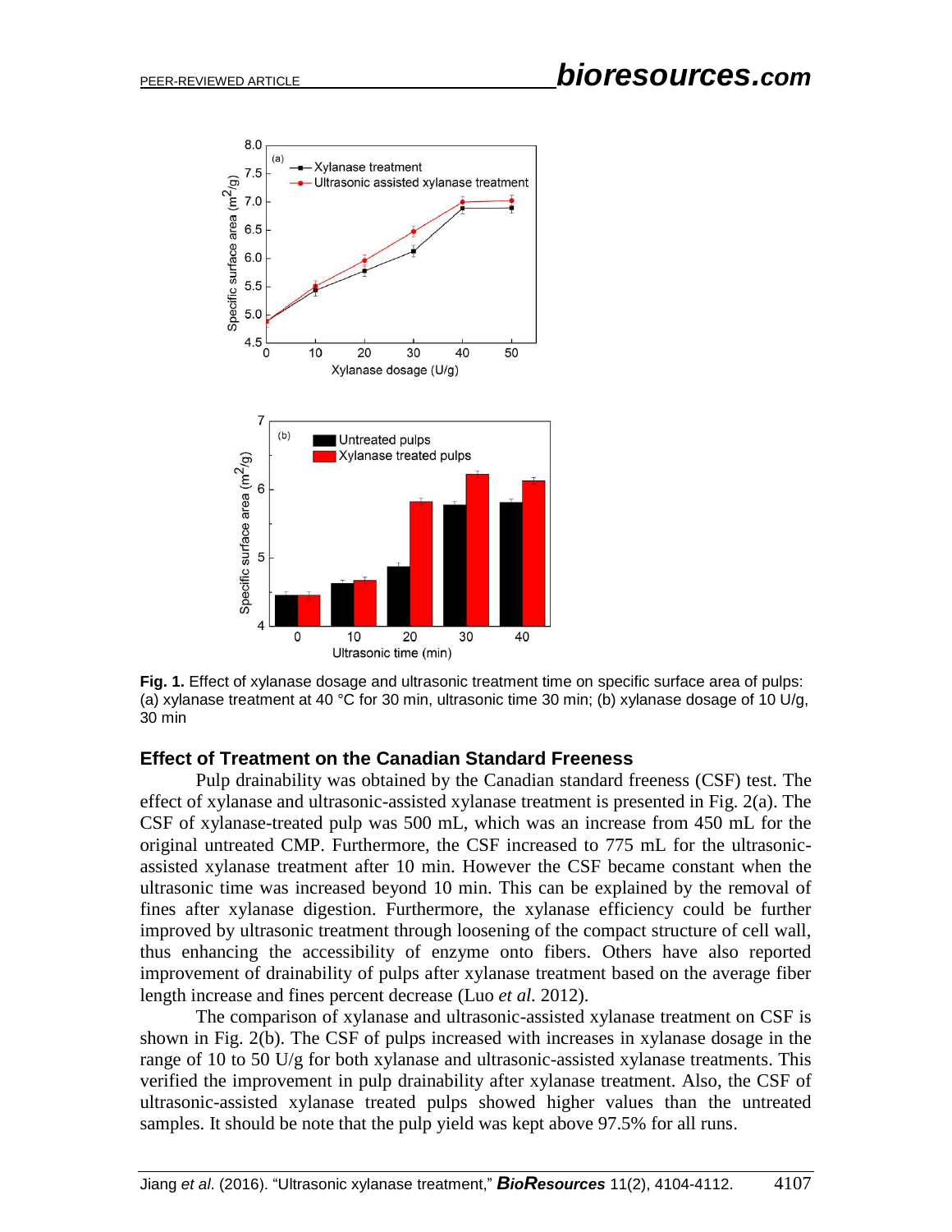**Fig. 1.** Effect of xylanase dosage and ultrasonic treatment time on specific surface area of pulps: (a) xylanase treatment at 40 °C for 30 min, ultrasonic time 30 min; (b) xylanase dosage of 10 U/g, 30 min

### Effect of Treatment on the Canadian Standard Freeness

Pulp drainability was obtained by the Canadian standard freeness (CSF) test. The effect of xylanase and ultrasonic-assisted xylanase treatment is presented in Fig. 2(a). The CSF of xylanase-treated pulp was 500 mL, which was an increase from 450 mL for the original untreated CMP. Furthermore, the CSF increased to 775 mL for the ultrasonic-assisted xylanase treatment after 10 min. However the CSF became constant when the ultrasonic time was increased beyond 10 min. This can be explained by the removal of fines after xylanase digestion. Furthermore, the xylanase efficiency could be further improved by ultrasonic treatment through loosening of the compact structure of cell wall, thus enhancing the accessibility of enzyme onto fibers. Others have also reported improvement of drainability of pulps after xylanase treatment based on the average fiber length increase and fines percent decrease (Luo *et al.* 2012).

The comparison of xylanase and ultrasonic-assisted xylanase treatment on CSF is shown in Fig. 2(b). The CSF of pulps increased with increases in xylanase dosage in the range of 10 to 50 U/g for both xylanase and ultrasonic-assisted xylanase treatments. This verified the improvement in pulp drainability after xylanase treatment. Also, the CSF of ultrasonic-assisted xylanase treated pulps showed higher values than the untreated samples. It should be note that the pulp yield was kept above 97.5% for all runs.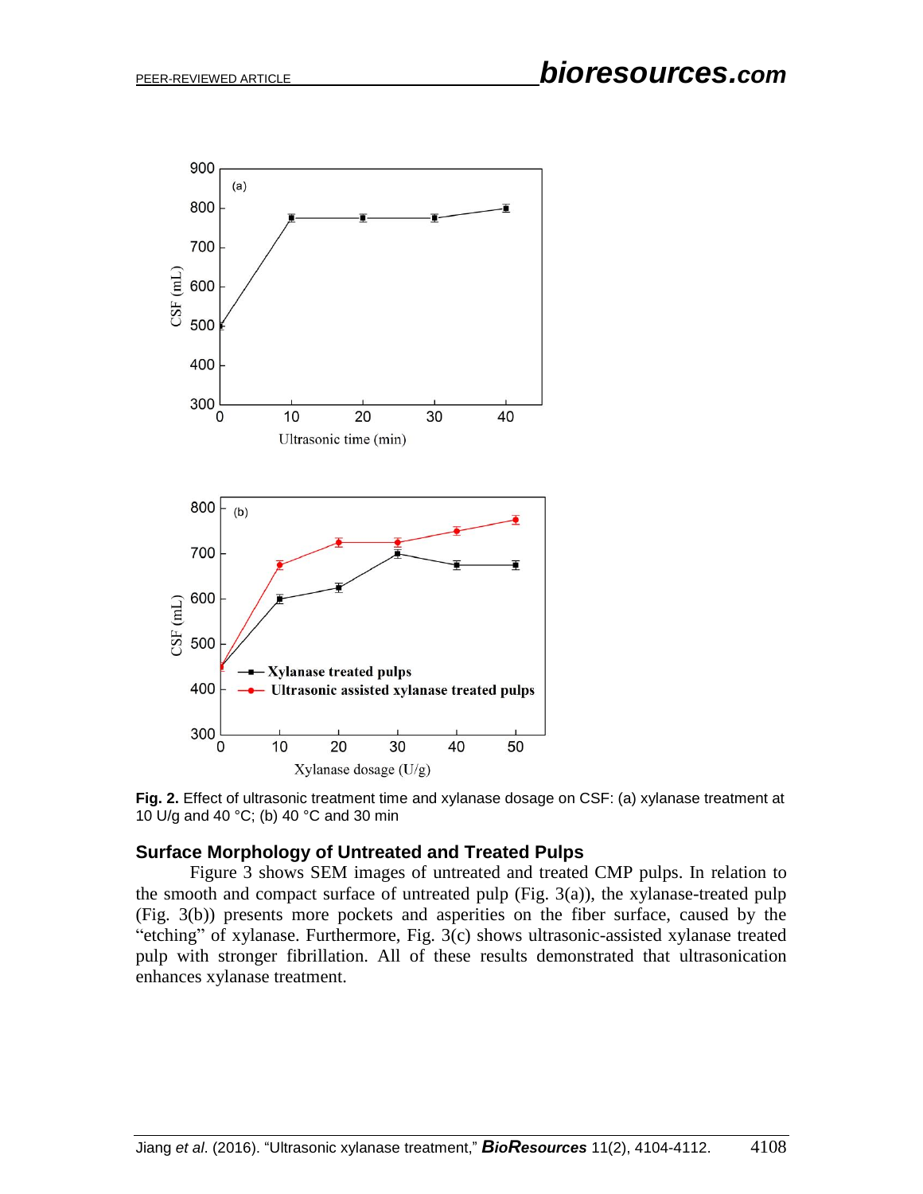**Fig. 2.** Effect of ultrasonic treatment time and xylanase dosage on CSF: (a) xylanase treatment at 10 U/g and 40 °C; (b) 40 °C and 30 min

## Surface Morphology of Untreated and Treated Pulps

Figure 3 shows SEM images of untreated and treated CMP pulps. In relation to the smooth and compact surface of untreated pulp (Fig. 3(a)), the xylanase-treated pulp (Fig. 3(b)) presents more pockets and asperities on the fiber surface, caused by the "etching" of xylanase. Furthermore, Fig. 3(c) shows ultrasonic-assisted xylanase treated pulp with stronger fibrillation. All of these results demonstrated that ultrasonication enhances xylanase treatment.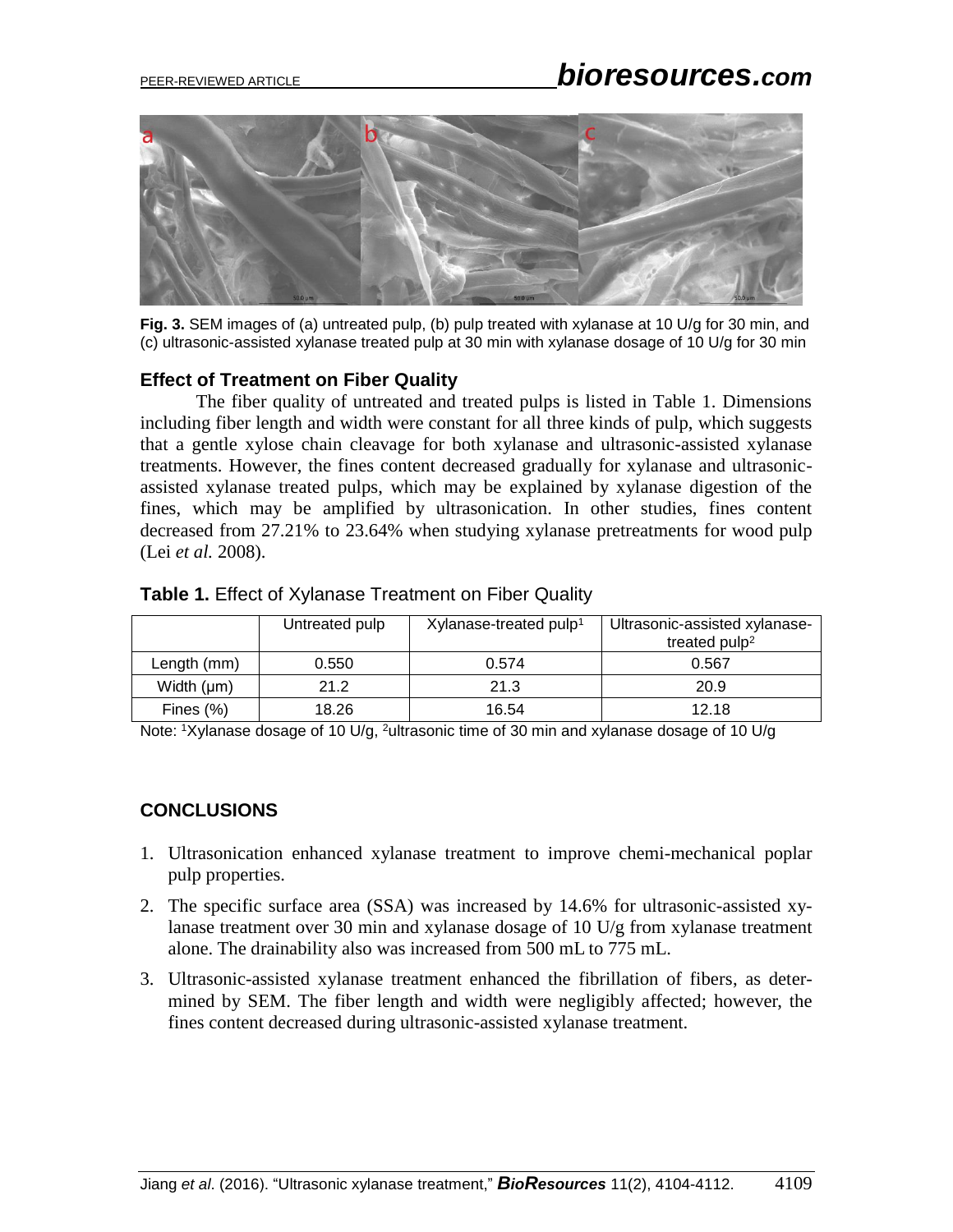**Fig. 3.** SEM images of (a) untreated pulp, (b) pulp treated with xylanase at 10 U/g for 30 min, and (c) ultrasonic-assisted xylanase treated pulp at 30 min with xylanase dosage of 10 U/g for 30 min

### Effect of Treatment on Fiber Quality

The fiber quality of untreated and treated pulps is listed in Table 1. Dimensions including fiber length and width were constant for all three kinds of pulp, which suggests that a gentle xylose chain cleavage for both xylanase and ultrasonic-assisted xylanase treatments. However, the fines content decreased gradually for xylanase and ultrasonic-assisted xylanase treated pulps, which may be explained by xylanase digestion of the fines, which may be amplified by ultrasonication. In other studies, fines content decreased from 27.21% to 23.64% when studying xylanase pretreatments for wood pulp (Lei *et al.* 2008).

**Table 1.** Effect of Xylanase Treatment on Fiber Quality

| | Untreated pulp | Xylanase-treated pulp[1] | Ultrasonic-assisted xylanase-treated pulp[2] |
|---|---|---|---|
| Length (mm) | 0.550 | 0.574 | 0.567 |
| Width (μm) | 21.2 | 21.3 | 20.9 |
| Fines (%) | 18.26 | 16.54 | 12.18 |

Note: [1]Xylanase dosage of 10 U/g, [2]ultrasonic time of 30 min and xylanase dosage of 10 U/g

## CONCLUSIONS

1. Ultrasonication enhanced xylanase treatment to improve chemi-mechanical poplar pulp properties.
2. The specific surface area (SSA) was increased by 14.6% for ultrasonic-assisted xylanase treatment over 30 min and xylanase dosage of 10 U/g from xylanase treatment alone. The drainability also was increased from 500 mL to 775 mL.
3. Ultrasonic-assisted xylanase treatment enhanced the fibrillation of fibers, as determined by SEM. The fiber length and width were negligibly affected; however, the fines content decreased during ultrasonic-assisted xylanase treatment.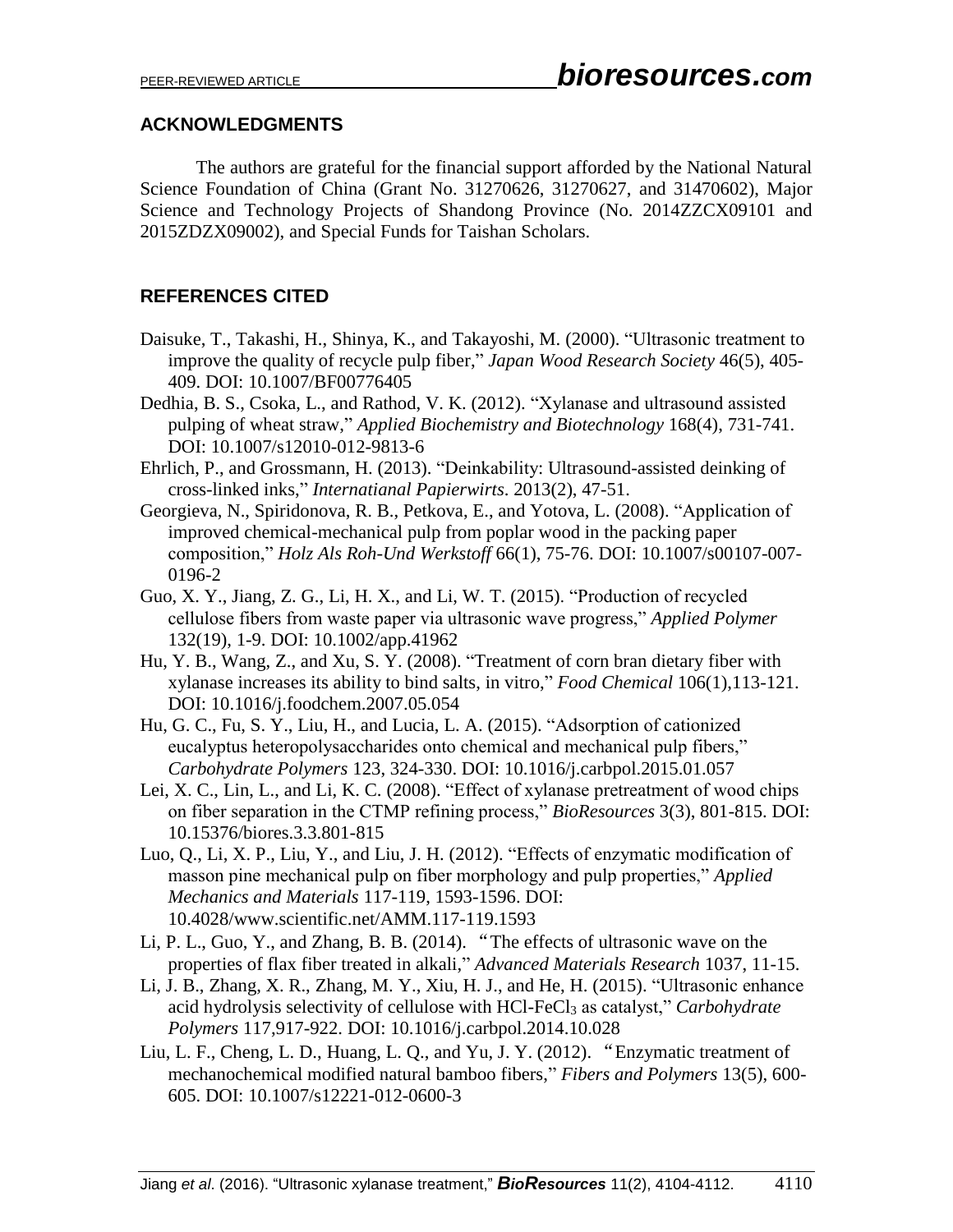## ACKNOWLEDGMENTS

The authors are grateful for the financial support afforded by the National Natural Science Foundation of China (Grant No. 31270626, 31270627, and 31470602), Major Science and Technology Projects of Shandong Province (No. 2014ZZCX09101 and 2015ZDZX09002), and Special Funds for Taishan Scholars.

## REFERENCES CITED

Daisuke, T., Takashi, H., Shinya, K., and Takayoshi, M. (2000). "Ultrasonic treatment to improve the quality of recycle pulp fiber," *Japan Wood Research Society* 46(5), 405-409. DOI: 10.1007/BF00776405

Dedhia, B. S., Csoka, L., and Rathod, V. K. (2012). "Xylanase and ultrasound assisted pulping of wheat straw," *Applied Biochemistry and Biotechnology* 168(4), 731-741. DOI: 10.1007/s12010-012-9813-6

Ehrlich, P., and Grossmann, H. (2013). "Deinkability: Ultrasound-assisted deinking of cross-linked inks," *Internatianal Papierwirts*. 2013(2), 47-51.

Georgieva, N., Spiridonova, R. B., Petkova, E., and Yotova, L. (2008). "Application of improved chemical-mechanical pulp from poplar wood in the packing paper composition," *Holz Als Roh-Und Werkstoff* 66(1), 75-76. DOI: 10.1007/s00107-007-0196-2

Guo, X. Y., Jiang, Z. G., Li, H. X., and Li, W. T. (2015). "Production of recycled cellulose fibers from waste paper via ultrasonic wave progress," *Applied Polymer* 132(19), 1-9. DOI: 10.1002/app.41962

Hu, Y. B., Wang, Z., and Xu, S. Y. (2008). "Treatment of corn bran dietary fiber with xylanase increases its ability to bind salts, in vitro," *Food Chemical* 106(1),113-121. DOI: 10.1016/j.foodchem.2007.05.054

Hu, G. C., Fu, S. Y., Liu, H., and Lucia, L. A. (2015). "Adsorption of cationized eucalyptus heteropolysaccharides onto chemical and mechanical pulp fibers," *Carbohydrate Polymers* 123, 324-330. DOI: 10.1016/j.carbpol.2015.01.057

Lei, X. C., Lin, L., and Li, K. C. (2008). "Effect of xylanase pretreatment of wood chips on fiber separation in the CTMP refining process," *BioResources* 3(3), 801-815. DOI: 10.15376/biores.3.3.801-815

Luo, Q., Li, X. P., Liu, Y., and Liu, J. H. (2012). "Effects of enzymatic modification of masson pine mechanical pulp on fiber morphology and pulp properties," *Applied Mechanics and Materials* 117-119, 1593-1596. DOI: 10.4028/www.scientific.net/AMM.117-119.1593

Li, P. L., Guo, Y., and Zhang, B. B. (2014). "The effects of ultrasonic wave on the properties of flax fiber treated in alkali," *Advanced Materials Research* 1037, 11-15.

Li, J. B., Zhang, X. R., Zhang, M. Y., Xiu, H. J., and He, H. (2015). "Ultrasonic enhance acid hydrolysis selectivity of cellulose with HCl-$FeCl_3$ as catalyst," *Carbohydrate Polymers* 117,917-922. DOI: 10.1016/j.carbpol.2014.10.028

Liu, L. F., Cheng, L. D., Huang, L. Q., and Yu, J. Y. (2012). "Enzymatic treatment of mechanochemical modified natural bamboo fibers," *Fibers and Polymers* 13(5), 600-605. DOI: 10.1007/s12221-012-0600-3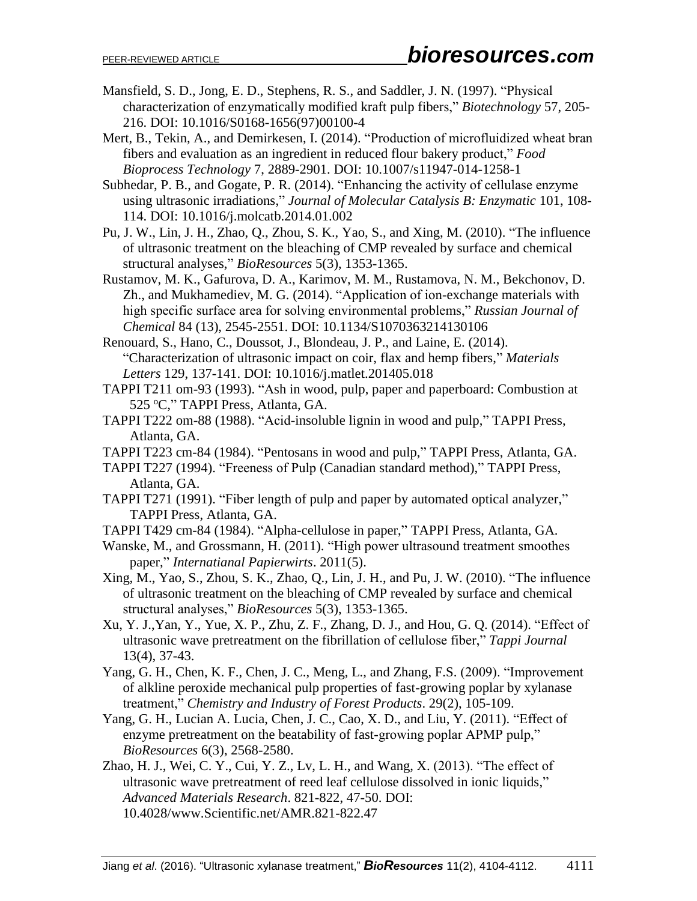Mansfield, S. D., Jong, E. D., Stephens, R. S., and Saddler, J. N. (1997). "Physical characterization of enzymatically modified kraft pulp fibers," *Biotechnology* 57, 205-216. DOI: 10.1016/S0168-1656(97)00100-4

Mert, B., Tekin, A., and Demirkesen, I. (2014). "Production of microfluidized wheat bran fibers and evaluation as an ingredient in reduced flour bakery product," *Food Bioprocess Technology* 7, 2889-2901. DOI: 10.1007/s11947-014-1258-1

Subhedar, P. B., and Gogate, P. R. (2014). "Enhancing the activity of cellulase enzyme using ultrasonic irradiations," *Journal of Molecular Catalysis B: Enzymatic* 101, 108-114. DOI: 10.1016/j.molcatb.2014.01.002

Pu, J. W., Lin, J. H., Zhao, Q., Zhou, S. K., Yao, S., and Xing, M. (2010). "The influence of ultrasonic treatment on the bleaching of CMP revealed by surface and chemical structural analyses," *BioResources* 5(3), 1353-1365.

Rustamov, M. K., Gafurova, D. A., Karimov, M. M., Rustamova, N. M., Bekchonov, D. Zh., and Mukhamediev, M. G. (2014). "Application of ion-exchange materials with high specific surface area for solving environmental problems," *Russian Journal of Chemical* 84 (13), 2545-2551. DOI: 10.1134/S1070363214130106

Renouard, S., Hano, C., Doussot, J., Blondeau, J. P., and Laine, E. (2014). "Characterization of ultrasonic impact on coir, flax and hemp fibers," *Materials Letters* 129, 137-141. DOI: 10.1016/j.matlet.201405.018

TAPPI T211 om-93 (1993). "Ash in wood, pulp, paper and paperboard: Combustion at 525 °C," TAPPI Press, Atlanta, GA.

TAPPI T222 om-88 (1988). "Acid-insoluble lignin in wood and pulp," TAPPI Press, Atlanta, GA.

TAPPI T223 cm-84 (1984). "Pentosans in wood and pulp," TAPPI Press, Atlanta, GA.

TAPPI T227 (1994). "Freeness of Pulp (Canadian standard method)," TAPPI Press, Atlanta, GA.

TAPPI T271 (1991). "Fiber length of pulp and paper by automated optical analyzer," TAPPI Press, Atlanta, GA.

TAPPI T429 cm-84 (1984). "Alpha-cellulose in paper," TAPPI Press, Atlanta, GA.

Wanske, M., and Grossmann, H. (2011). "High power ultrasound treatment smoothes paper," *Internatianal Papierwirts*. 2011(5).

Xing, M., Yao, S., Zhou, S. K., Zhao, Q., Lin, J. H., and Pu, J. W. (2010). "The influence of ultrasonic treatment on the bleaching of CMP revealed by surface and chemical structural analyses," *BioResources* 5(3), 1353-1365.

Xu, Y. J.,Yan, Y., Yue, X. P., Zhu, Z. F., Zhang, D. J., and Hou, G. Q. (2014). "Effect of ultrasonic wave pretreatment on the fibrillation of cellulose fiber," *Tappi Journal* 13(4), 37-43.

Yang, G. H., Chen, K. F., Chen, J. C., Meng, L., and Zhang, F.S. (2009). "Improvement of alkline peroxide mechanical pulp properties of fast-growing poplar by xylanase treatment," *Chemistry and Industry of Forest Products*. 29(2), 105-109.

Yang, G. H., Lucian A. Lucia, Chen, J. C., Cao, X. D., and Liu, Y. (2011). "Effect of enzyme pretreatment on the beatability of fast-growing poplar APMP pulp," *BioResources* 6(3), 2568-2580.

Zhao, H. J., Wei, C. Y., Cui, Y. Z., Lv, L. H., and Wang, X. (2013). "The effect of ultrasonic wave pretreatment of reed leaf cellulose dissolved in ionic liquids," *Advanced Materials Research*. 821-822, 47-50. DOI: 10.4028/www.Scientific.net/AMR.821-822.47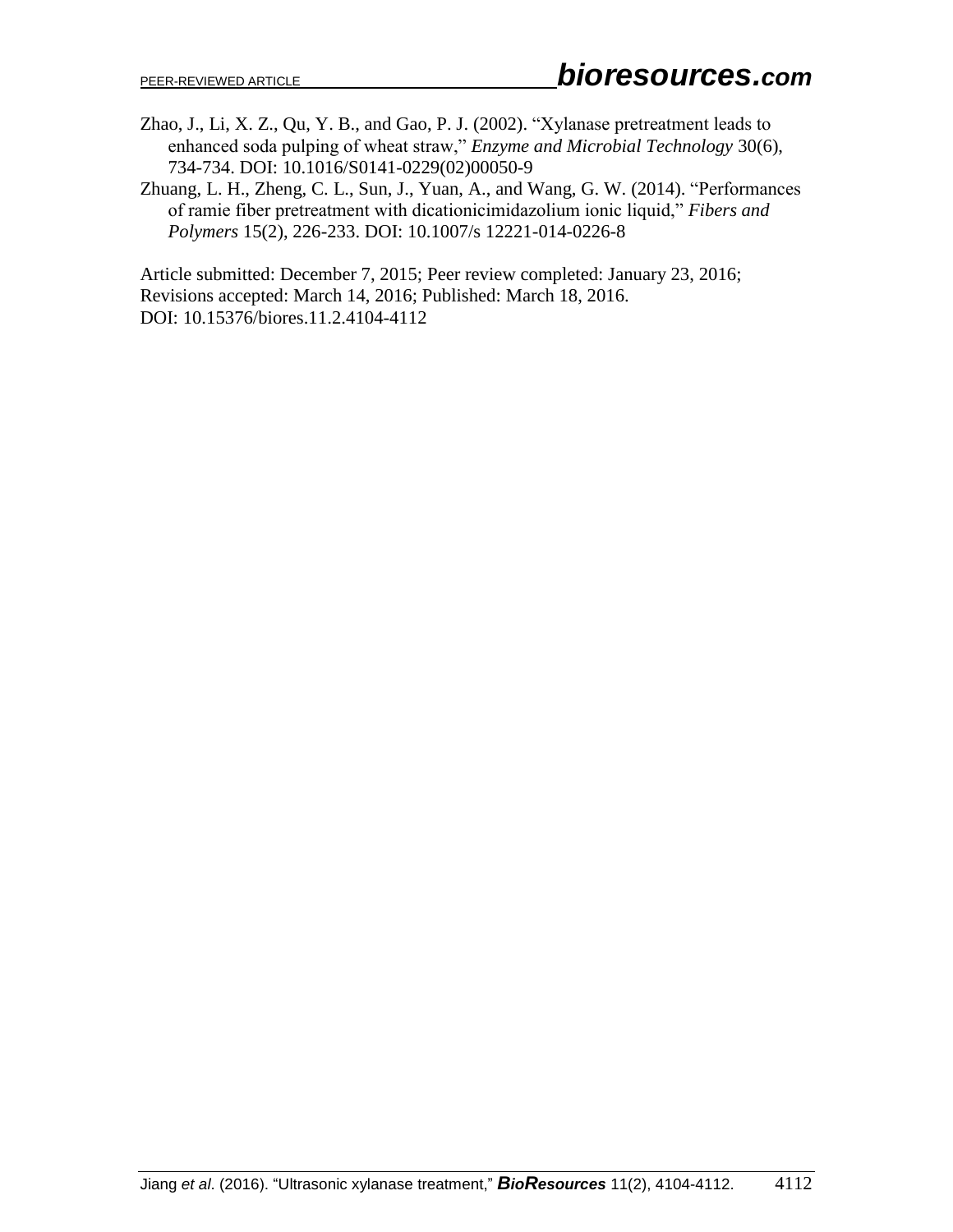Zhao, J., Li, X. Z., Qu, Y. B., and Gao, P. J. (2002). “Xylanase pretreatment leads to enhanced soda pulping of wheat straw,” *Enzyme and Microbial Technology* 30(6), 734-734. DOI: 10.1016/S0141-0229(02)00050-9

Zhuang, L. H., Zheng, C. L., Sun, J., Yuan, A., and Wang, G. W. (2014). “Performances of ramie fiber pretreatment with dicationicimidazolium ionic liquid,” *Fibers and Polymers* 15(2), 226-233. DOI: 10.1007/s 12221-014-0226-8

Article submitted: December 7, 2015; Peer review completed: January 23, 2016; Revisions accepted: March 14, 2016; Published: March 18, 2016.
DOI: 10.15376/biores.11.2.4104-4112